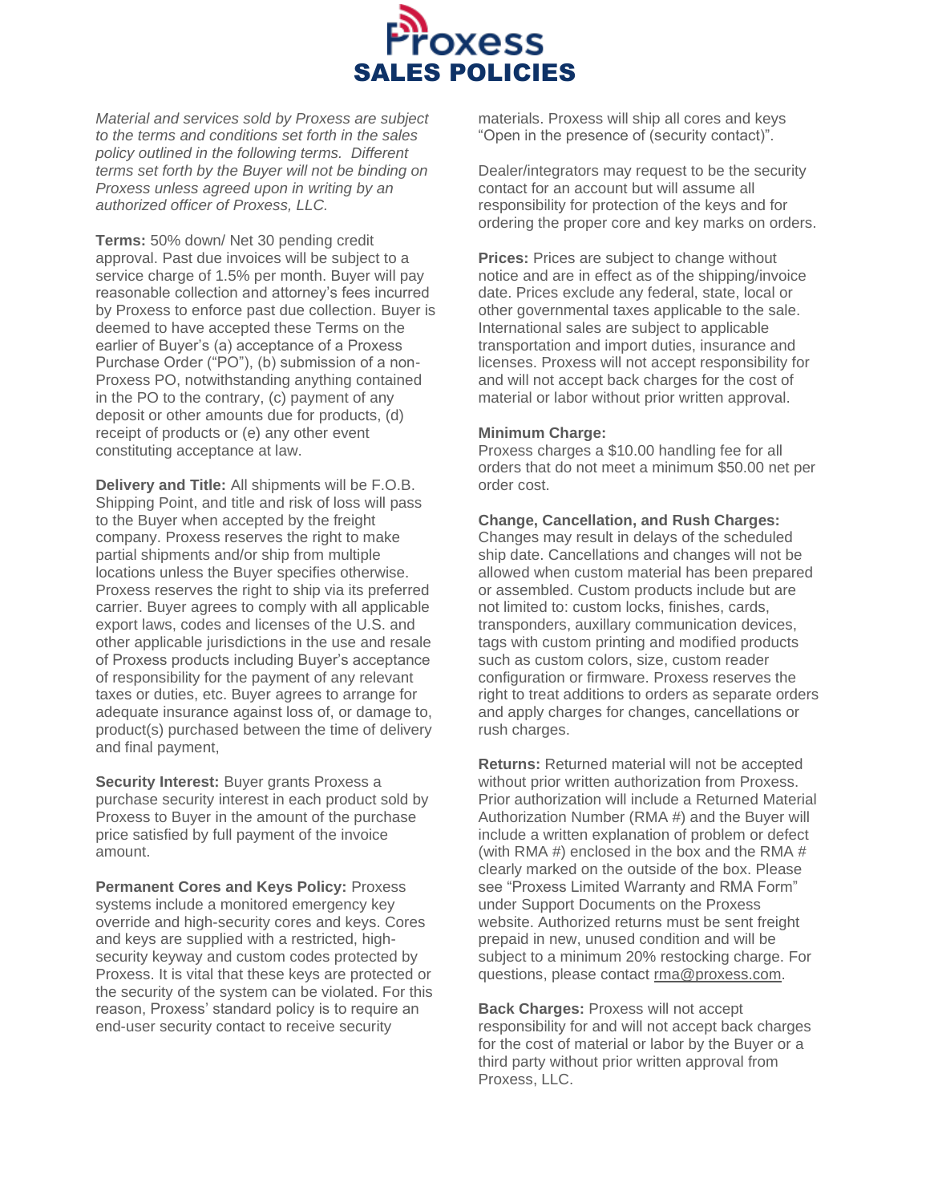# Proxess SALES POLICIES

*Material and services sold by Proxess are subject to the terms and conditions set forth in the sales policy outlined in the following terms. Different terms set forth by the Buyer will not be binding on Proxess unless agreed upon in writing by an authorized officer of Proxess, LLC.*

**Terms:** 50% down/ Net 30 pending credit approval. Past due invoices will be subject to a service charge of 1.5% per month. Buyer will pay reasonable collection and attorney's fees incurred by Proxess to enforce past due collection. Buyer is deemed to have accepted these Terms on the earlier of Buyer's (a) acceptance of a Proxess Purchase Order ("PO"), (b) submission of a non-Proxess PO, notwithstanding anything contained in the PO to the contrary, (c) payment of any deposit or other amounts due for products, (d) receipt of products or (e) any other event constituting acceptance at law.

**Delivery and Title:** All shipments will be F.O.B. Shipping Point, and title and risk of loss will pass to the Buyer when accepted by the freight company. Proxess reserves the right to make partial shipments and/or ship from multiple locations unless the Buyer specifies otherwise. Proxess reserves the right to ship via its preferred carrier. Buyer agrees to comply with all applicable export laws, codes and licenses of the U.S. and other applicable jurisdictions in the use and resale of Proxess products including Buyer's acceptance of responsibility for the payment of any relevant taxes or duties, etc. Buyer agrees to arrange for adequate insurance against loss of, or damage to, product(s) purchased between the time of delivery and final payment,

**Security Interest:** Buyer grants Proxess a purchase security interest in each product sold by Proxess to Buyer in the amount of the purchase price satisfied by full payment of the invoice amount.

**Permanent Cores and Keys Policy:** Proxess systems include a monitored emergency key override and high-security cores and keys. Cores and keys are supplied with a restricted, high-security keyway and custom codes protected by Proxess. It is vital that these keys are protected or the security of the system can be violated. For this reason, Proxess' standard policy is to require an end-user security contact to receive security materials. Proxess will ship all cores and keys "Open in the presence of (security contact)".

Dealer/integrators may request to be the security contact for an account but will assume all responsibility for protection of the keys and for ordering the proper core and key marks on orders.

**Prices:** Prices are subject to change without notice and are in effect as of the shipping/invoice date. Prices exclude any federal, state, local or other governmental taxes applicable to the sale. International sales are subject to applicable transportation and import duties, insurance and licenses. Proxess will not accept responsibility for and will not accept back charges for the cost of material or labor without prior written approval.

**Minimum Charge:**
Proxess charges a $10.00 handling fee for all orders that do not meet a minimum $50.00 net per order cost.

**Change, Cancellation, and Rush Charges:**
Changes may result in delays of the scheduled ship date. Cancellations and changes will not be allowed when custom material has been prepared or assembled. Custom products include but are not limited to: custom locks, finishes, cards, transponders, auxillary communication devices, tags with custom printing and modified products such as custom colors, size, custom reader configuration or firmware. Proxess reserves the right to treat additions to orders as separate orders and apply charges for changes, cancellations or rush charges.

**Returns:** Returned material will not be accepted without prior written authorization from Proxess. Prior authorization will include a Returned Material Authorization Number (RMA #) and the Buyer will include a written explanation of problem or defect (with RMA #) enclosed in the box and the RMA # clearly marked on the outside of the box. Please see "Proxess Limited Warranty and RMA Form" under Support Documents on the Proxess website. Authorized returns must be sent freight prepaid in new, unused condition and will be subject to a minimum 20% restocking charge. For questions, please contact rma@proxess.com.

**Back Charges:** Proxess will not accept responsibility for and will not accept back charges for the cost of material or labor by the Buyer or a third party without prior written approval from Proxess, LLC.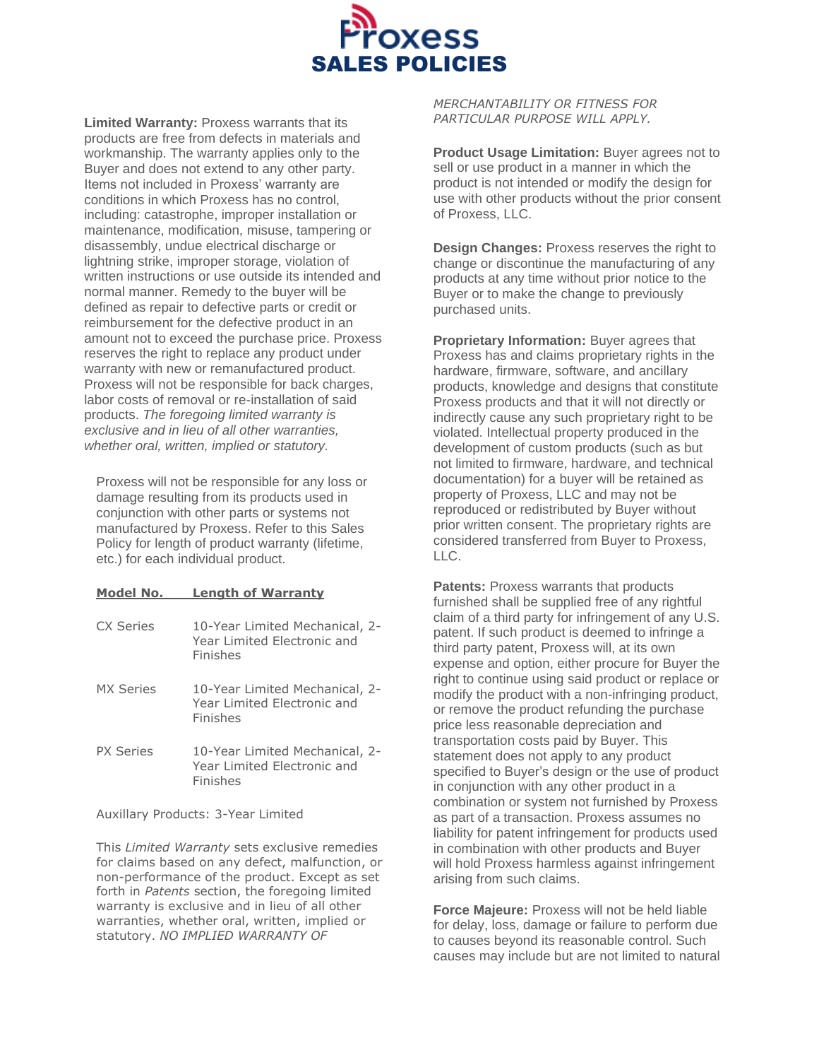# Proxess SALES POLICIES

**Limited Warranty:** Proxess warrants that its products are free from defects in materials and workmanship. The warranty applies only to the Buyer and does not extend to any other party. Items not included in Proxess' warranty are conditions in which Proxess has no control, including: catastrophe, improper installation or maintenance, modification, misuse, tampering or disassembly, undue electrical discharge or lightning strike, improper storage, violation of written instructions or use outside its intended and normal manner. Remedy to the buyer will be defined as repair to defective parts or credit or reimbursement for the defective product in an amount not to exceed the purchase price. Proxess reserves the right to replace any product under warranty with new or remanufactured product. Proxess will not be responsible for back charges, labor costs of removal or re-installation of said products. *The foregoing limited warranty is exclusive and in lieu of all other warranties, whether oral, written, implied or statutory.*

Proxess will not be responsible for any loss or damage resulting from its products used in conjunction with other parts or systems not manufactured by Proxess. Refer to this Sales Policy for length of product warranty (lifetime, etc.) for each individual product.

| Model No. | Length of Warranty |
|---|---|
| CX Series | 10-Year Limited Mechanical, 2-Year Limited Electronic and Finishes |
| MX Series | 10-Year Limited Mechanical, 2-Year Limited Electronic and Finishes |
| PX Series | 10-Year Limited Mechanical, 2-Year Limited Electronic and Finishes |

Auxillary Products: 3-Year Limited

This *Limited Warranty* sets exclusive remedies for claims based on any defect, malfunction, or non-performance of the product. Except as set forth in *Patents* section, the foregoing limited warranty is exclusive and in lieu of all other warranties, whether oral, written, implied or statutory. *NO IMPLIED WARRANTY OF MERCHANTABILITY OR FITNESS FOR PARTICULAR PURPOSE WILL APPLY.*

**Product Usage Limitation:** Buyer agrees not to sell or use product in a manner in which the product is not intended or modify the design for use with other products without the prior consent of Proxess, LLC.

**Design Changes:** Proxess reserves the right to change or discontinue the manufacturing of any products at any time without prior notice to the Buyer or to make the change to previously purchased units.

**Proprietary Information:** Buyer agrees that Proxess has and claims proprietary rights in the hardware, firmware, software, and ancillary products, knowledge and designs that constitute Proxess products and that it will not directly or indirectly cause any such proprietary right to be violated. Intellectual property produced in the development of custom products (such as but not limited to firmware, hardware, and technical documentation) for a buyer will be retained as property of Proxess, LLC and may not be reproduced or redistributed by Buyer without prior written consent. The proprietary rights are considered transferred from Buyer to Proxess, LLC.

**Patents:** Proxess warrants that products furnished shall be supplied free of any rightful claim of a third party for infringement of any U.S. patent. If such product is deemed to infringe a third party patent, Proxess will, at its own expense and option, either procure for Buyer the right to continue using said product or replace or modify the product with a non-infringing product, or remove the product refunding the purchase price less reasonable depreciation and transportation costs paid by Buyer. This statement does not apply to any product specified to Buyer's design or the use of product in conjunction with any other product in a combination or system not furnished by Proxess as part of a transaction. Proxess assumes no liability for patent infringement for products used in combination with other products and Buyer will hold Proxess harmless against infringement arising from such claims.

**Force Majeure:** Proxess will not be held liable for delay, loss, damage or failure to perform due to causes beyond its reasonable control. Such causes may include but are not limited to natural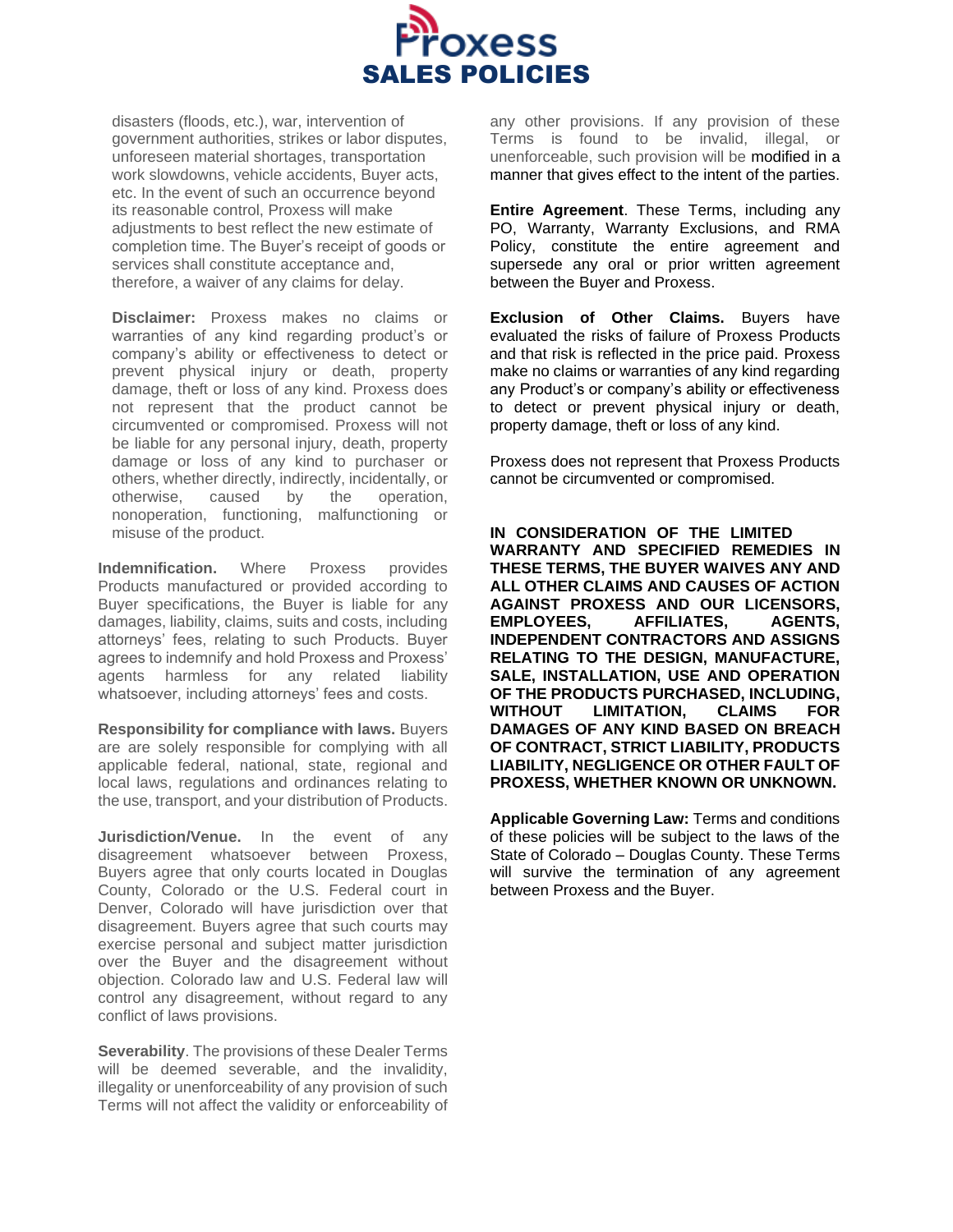disasters (floods, etc.), war, intervention of government authorities, strikes or labor disputes, unforeseen material shortages, transportation work slowdowns, vehicle accidents, Buyer acts, etc. In the event of such an occurrence beyond its reasonable control, Proxess will make adjustments to best reflect the new estimate of completion time. The Buyer's receipt of goods or services shall constitute acceptance and, therefore, a waiver of any claims for delay.

**Disclaimer:** Proxess makes no claims or warranties of any kind regarding product's or company's ability or effectiveness to detect or prevent physical injury or death, property damage, theft or loss of any kind. Proxess does not represent that the product cannot be circumvented or compromised. Proxess will not be liable for any personal injury, death, property damage or loss of any kind to purchaser or others, whether directly, indirectly, incidentally, or otherwise, caused by the operation, nonoperation, functioning, malfunctioning or misuse of the product.

**Indemnification.** Where Proxess provides Products manufactured or provided according to Buyer specifications, the Buyer is liable for any damages, liability, claims, suits and costs, including attorneys' fees, relating to such Products. Buyer agrees to indemnify and hold Proxess and Proxess' agents harmless for any related liability whatsoever, including attorneys' fees and costs.

**Responsibility for compliance with laws.** Buyers are are solely responsible for complying with all applicable federal, national, state, regional and local laws, regulations and ordinances relating to the use, transport, and your distribution of Products.

**Jurisdiction/Venue.** In the event of any disagreement whatsoever between Proxess, Buyers agree that only courts located in Douglas County, Colorado or the U.S. Federal court in Denver, Colorado will have jurisdiction over that disagreement. Buyers agree that such courts may exercise personal and subject matter jurisdiction over the Buyer and the disagreement without objection. Colorado law and U.S. Federal law will control any disagreement, without regard to any conflict of laws provisions.

**Severability**. The provisions of these Dealer Terms will be deemed severable, and the invalidity, illegality or unenforceability of any provision of such Terms will not affect the validity or enforceability of any other provisions. If any provision of these Terms is found to be invalid, illegal, or unenforceable, such provision will be modified in a manner that gives effect to the intent of the parties.

**Entire Agreement**. These Terms, including any PO, Warranty, Warranty Exclusions, and RMA Policy, constitute the entire agreement and supersede any oral or prior written agreement between the Buyer and Proxess.

**Exclusion of Other Claims.** Buyers have evaluated the risks of failure of Proxess Products and that risk is reflected in the price paid. Proxess make no claims or warranties of any kind regarding any Product's or company's ability or effectiveness to detect or prevent physical injury or death, property damage, theft or loss of any kind.

Proxess does not represent that Proxess Products cannot be circumvented or compromised.

**IN CONSIDERATION OF THE LIMITED WARRANTY AND SPECIFIED REMEDIES IN THESE TERMS, THE BUYER WAIVES ANY AND ALL OTHER CLAIMS AND CAUSES OF ACTION AGAINST PROXESS AND OUR LICENSORS, EMPLOYEES, AFFILIATES, AGENTS, INDEPENDENT CONTRACTORS AND ASSIGNS RELATING TO THE DESIGN, MANUFACTURE, SALE, INSTALLATION, USE AND OPERATION OF THE PRODUCTS PURCHASED, INCLUDING, WITHOUT LIMITATION, CLAIMS FOR DAMAGES OF ANY KIND BASED ON BREACH OF CONTRACT, STRICT LIABILITY, PRODUCTS LIABILITY, NEGLIGENCE OR OTHER FAULT OF PROXESS, WHETHER KNOWN OR UNKNOWN.**

**Applicable Governing Law:** Terms and conditions of these policies will be subject to the laws of the State of Colorado – Douglas County. These Terms will survive the termination of any agreement between Proxess and the Buyer.